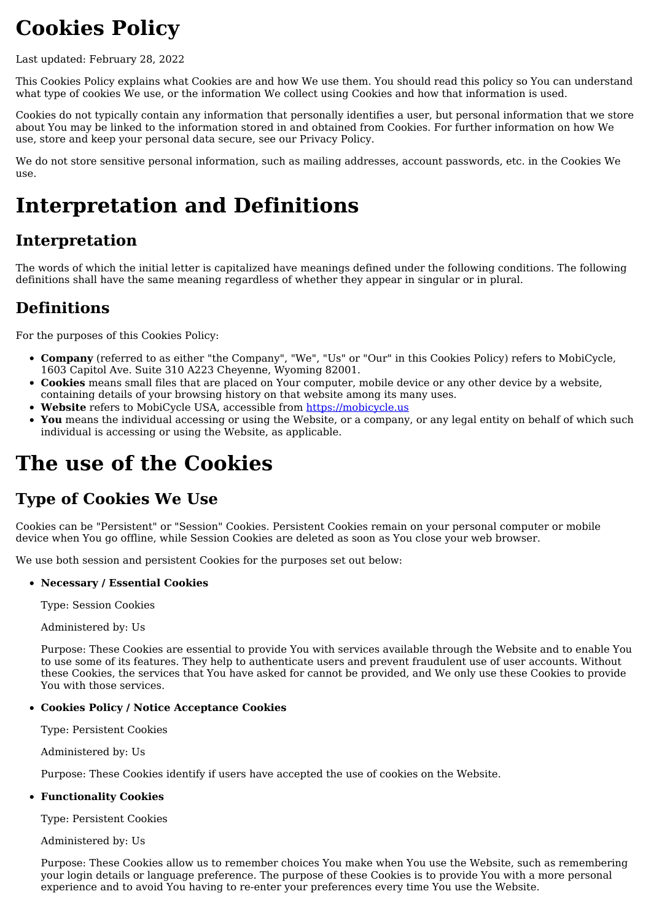# Cookies Policy

Last updated: February 28, 2022

This Cookies Policy explains what Cookies are and how We use them. You should read this policy so You can understand what type of cookies We use, or the information We collect using Cookies and how that information is used.

Cookies do not typically contain any information that personally identifies a user, but personal information that we store about You may be linked to the information stored in and obtained from Cookies. For further information on how We use, store and keep your personal data secure, see our Privacy Policy.

We do not store sensitive personal information, such as mailing addresses, account passwords, etc. in the Cookies We use.

# Interpretation and Definitions

## Interpretation

The words of which the initial letter is capitalized have meanings defined under the following conditions. The following definitions shall have the same meaning regardless of whether they appear in singular or in plural.

## Definitions

For the purposes of this Cookies Policy:

- **Company** (referred to as either "the Company", "We", "Us" or "Our" in this Cookies Policy) refers to MobiCycle, 1603 Capitol Ave. Suite 310 A223 Cheyenne, Wyoming 82001.
- **Cookies** means small files that are placed on Your computer, mobile device or any other device by a website, containing details of your browsing history on that website among its many uses.
- **Website** refers to MobiCycle USA, accessible from [https://mobicycle.us](https://mobicycle.us)
- **You** means the individual accessing or using the Website, or a company, or any legal entity on behalf of which such individual is accessing or using the Website, as applicable.

# The use of the Cookies

## Type of Cookies We Use

Cookies can be "Persistent" or "Session" Cookies. Persistent Cookies remain on your personal computer or mobile device when You go offline, while Session Cookies are deleted as soon as You close your web browser.

We use both session and persistent Cookies for the purposes set out below:

- **Necessary / Essential Cookies**

  Type: Session Cookies

  Administered by: Us

  Purpose: These Cookies are essential to provide You with services available through the Website and to enable You to use some of its features. They help to authenticate users and prevent fraudulent use of user accounts. Without these Cookies, the services that You have asked for cannot be provided, and We only use these Cookies to provide You with those services.

- **Cookies Policy / Notice Acceptance Cookies**

  Type: Persistent Cookies

  Administered by: Us

  Purpose: These Cookies identify if users have accepted the use of cookies on the Website.

- **Functionality Cookies**

  Type: Persistent Cookies

  Administered by: Us

  Purpose: These Cookies allow us to remember choices You make when You use the Website, such as remembering your login details or language preference. The purpose of these Cookies is to provide You with a more personal experience and to avoid You having to re-enter your preferences every time You use the Website.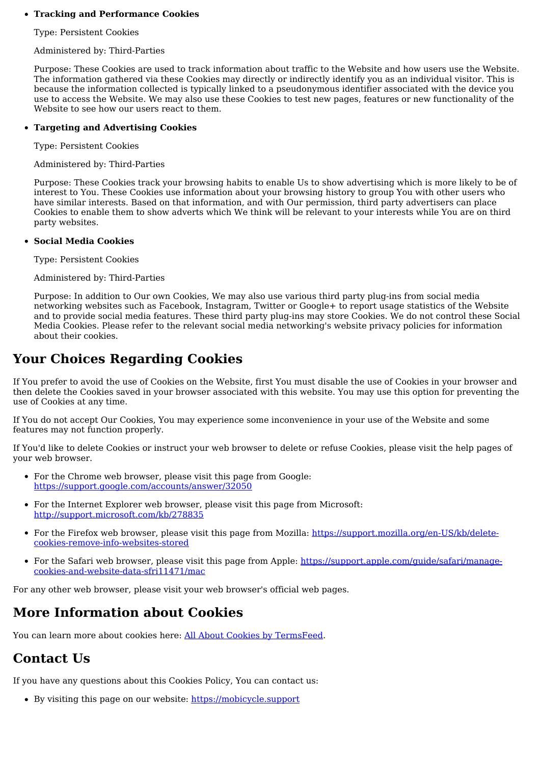- **Tracking and Performance Cookies**

  Type: Persistent Cookies

  Administered by: Third-Parties

  Purpose: These Cookies are used to track information about traffic to the Website and how users use the Website. The information gathered via these Cookies may directly or indirectly identify you as an individual visitor. This is because the information collected is typically linked to a pseudonymous identifier associated with the device you use to access the Website. We may also use these Cookies to test new pages, features or new functionality of the Website to see how our users react to them.

- **Targeting and Advertising Cookies**

  Type: Persistent Cookies

  Administered by: Third-Parties

  Purpose: These Cookies track your browsing habits to enable Us to show advertising which is more likely to be of interest to You. These Cookies use information about your browsing history to group You with other users who have similar interests. Based on that information, and with Our permission, third party advertisers can place Cookies to enable them to show adverts which We think will be relevant to your interests while You are on third party websites.

- **Social Media Cookies**

  Type: Persistent Cookies

  Administered by: Third-Parties

  Purpose: In addition to Our own Cookies, We may also use various third party plug-ins from social media networking websites such as Facebook, Instagram, Twitter or Google+ to report usage statistics of the Website and to provide social media features. These third party plug-ins may store Cookies. We do not control these Social Media Cookies. Please refer to the relevant social media networking's website privacy policies for information about their cookies.

## Your Choices Regarding Cookies

If You prefer to avoid the use of Cookies on the Website, first You must disable the use of Cookies in your browser and then delete the Cookies saved in your browser associated with this website. You may use this option for preventing the use of Cookies at any time.

If You do not accept Our Cookies, You may experience some inconvenience in your use of the Website and some features may not function properly.

If You'd like to delete Cookies or instruct your web browser to delete or refuse Cookies, please visit the help pages of your web browser.

- For the Chrome web browser, please visit this page from Google: [https://support.google.com/accounts/answer/32050](https://support.google.com/accounts/answer/32050)
- For the Internet Explorer web browser, please visit this page from Microsoft: [http://support.microsoft.com/kb/278835](http://support.microsoft.com/kb/278835)
- For the Firefox web browser, please visit this page from Mozilla: [https://support.mozilla.org/en-US/kb/delete-cookies-remove-info-websites-stored](https://support.mozilla.org/en-US/kb/delete-cookies-remove-info-websites-stored)
- For the Safari web browser, please visit this page from Apple: [https://support.apple.com/guide/safari/manage-cookies-and-website-data-sfri11471/mac](https://support.apple.com/guide/safari/manage-cookies-and-website-data-sfri11471/mac)

For any other web browser, please visit your web browser's official web pages.

## More Information about Cookies

You can learn more about cookies here: [All About Cookies by TermsFeed](#).

## Contact Us

If you have any questions about this Cookies Policy, You can contact us:

- By visiting this page on our website: [https://mobicycle.support](https://mobicycle.support)